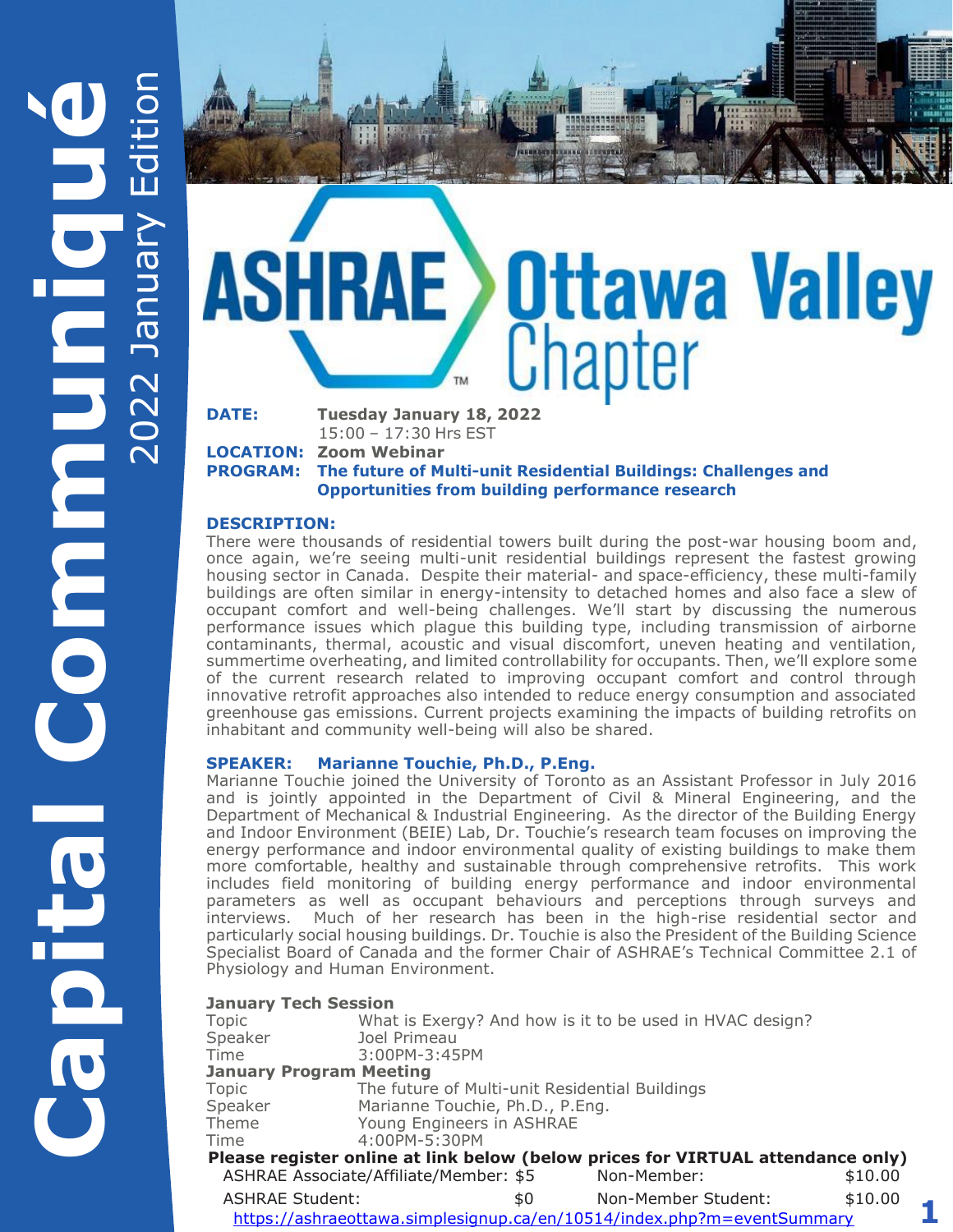# Capital Communiqué

## 2022 January Edition

# ASHRAE Ottawa Valley Chapter

**DATE:** **Tuesday January 18, 2022**
15:00 – 17:30 Hrs EST
**LOCATION:** **Zoom Webinar**
**PROGRAM:** **The future of Multi-unit Residential Buildings: Challenges and Opportunities from building performance research**

**DESCRIPTION:**
There were thousands of residential towers built during the post-war housing boom and, once again, we're seeing multi-unit residential buildings represent the fastest growing housing sector in Canada. Despite their material- and space-efficiency, these multi-family buildings are often similar in energy-intensity to detached homes and also face a slew of occupant comfort and well-being challenges. We'll start by discussing the numerous performance issues which plague this building type, including transmission of airborne contaminants, thermal, acoustic and visual discomfort, uneven heating and ventilation, summertime overheating, and limited controllability for occupants. Then, we'll explore some of the current research related to improving occupant comfort and control through innovative retrofit approaches also intended to reduce energy consumption and associated greenhouse gas emissions. Current projects examining the impacts of building retrofits on inhabitant and community well-being will also be shared.

**SPEAKER: Marianne Touchie, Ph.D., P.Eng.**
Marianne Touchie joined the University of Toronto as an Assistant Professor in July 2016 and is jointly appointed in the Department of Civil & Mineral Engineering, and the Department of Mechanical & Industrial Engineering. As the director of the Building Energy and Indoor Environment (BEIE) Lab, Dr. Touchie's research team focuses on improving the energy performance and indoor environmental quality of existing buildings to make them more comfortable, healthy and sustainable through comprehensive retrofits. This work includes field monitoring of building energy performance and indoor environmental parameters as well as occupant behaviours and perceptions through surveys and interviews. Much of her research has been in the high-rise residential sector and particularly social housing buildings. Dr. Touchie is also the President of the Building Science Specialist Board of Canada and the former Chair of ASHRAE's Technical Committee 2.1 of Physiology and Human Environment.

**January Tech Session**

| | |
|---|---|
| Topic | What is Exergy? And how is it to be used in HVAC design? |
| Speaker | Joel Primeau |
| Time | 3:00PM-3:45PM |

**January Program Meeting**

| | |
|---|---|
| Topic | The future of Multi-unit Residential Buildings |
| Speaker | Marianne Touchie, Ph.D., P.Eng. |
| Theme | Young Engineers in ASHRAE |
| Time | 4:00PM-5:30PM |

**Please register online at link below (below prices for VIRTUAL attendance only)**

| | | | |
|---|---|---|---|
| ASHRAE Associate/Affiliate/Member: | $5 | Non-Member: | $10.00 |
| ASHRAE Student: | $0 | Non-Member Student: | $10.00 |

https://ashraeottawa.simplesignup.ca/en/10514/index.php?m=eventSummary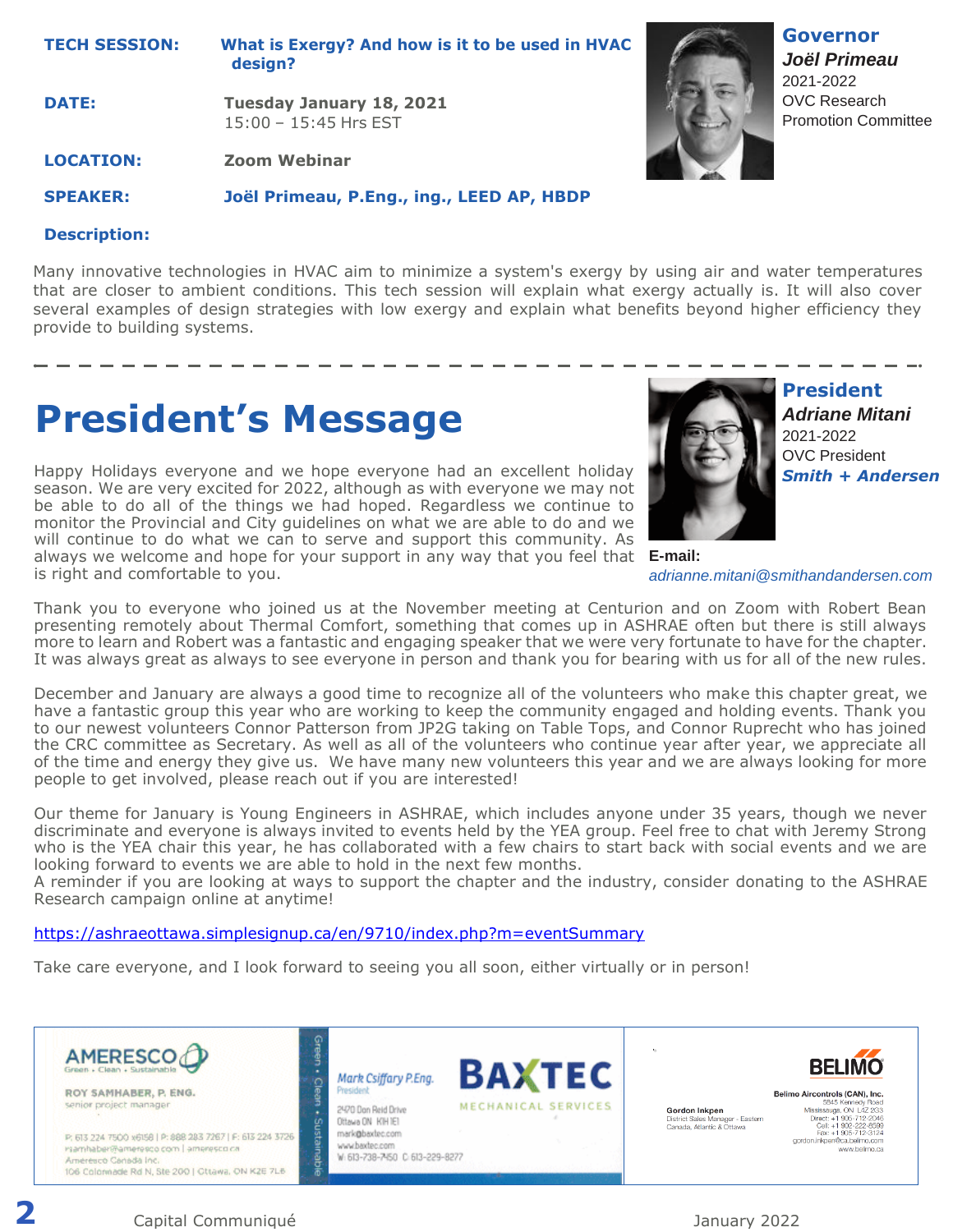**TECH SESSION:** What is Exergy? And how is it to be used in HVAC design?

**DATE:** Tuesday January 18, 2021
15:00 – 15:45 Hrs EST

**LOCATION:** Zoom Webinar

**SPEAKER:** Joël Primeau, P.Eng., ing., LEED AP, HBDP

**Governor**
***Joël Primeau***
2021-2022
OVC Research Promotion Committee

**Description:**

Many innovative technologies in HVAC aim to minimize a system's exergy by using air and water temperatures that are closer to ambient conditions. This tech session will explain what exergy actually is. It will also cover several examples of design strategies with low exergy and explain what benefits beyond higher efficiency they provide to building systems.

---

# President's Message

**President**
***Adriane Mitani***
2021-2022
OVC President
***Smith + Andersen***

**E-mail:**
*adrianne.mitani@smithandandersen.com*

Happy Holidays everyone and we hope everyone had an excellent holiday season. We are very excited for 2022, although as with everyone we may not be able to do all of the things we had hoped. Regardless we continue to monitor the Provincial and City guidelines on what we are able to do and we will continue to do what we can to serve and support this community. As always we welcome and hope for your support in any way that you feel that is right and comfortable to you.

Thank you to everyone who joined us at the November meeting at Centurion and on Zoom with Robert Bean presenting remotely about Thermal Comfort, something that comes up in ASHRAE often but there is still always more to learn and Robert was a fantastic and engaging speaker that we were very fortunate to have for the chapter. It was always great as always to see everyone in person and thank you for bearing with us for all of the new rules.

December and January are always a good time to recognize all of the volunteers who make this chapter great, we have a fantastic group this year who are working to keep the community engaged and holding events. Thank you to our newest volunteers Connor Patterson from JP2G taking on Table Tops, and Connor Ruprecht who has joined the CRC committee as Secretary. As well as all of the volunteers who continue year after year, we appreciate all of the time and energy they give us. We have many new volunteers this year and we are always looking for more people to get involved, please reach out if you are interested!

Our theme for January is Young Engineers in ASHRAE, which includes anyone under 35 years, though we never discriminate and everyone is always invited to events held by the YEA group. Feel free to chat with Jeremy Strong who is the YEA chair this year, he has collaborated with a few chairs to start back with social events and we are looking forward to events we are able to hold in the next few months.
A reminder if you are looking at ways to support the chapter and the industry, consider donating to the ASHRAE Research campaign online at anytime!

https://ashraeottawa.simplesignup.ca/en/9710/index.php?m=eventSummary

Take care everyone, and I look forward to seeing you all soon, either virtually or in person!

---

**AMERESCO** Green • Clean • Sustainable
ROY SAMHABER, P. ENG.
senior project manager
P: 613 224 7500 x6158 | P: 888 283 7267 | F: 613 224 3726
rsamhaber@ameresco.com | ameresco.ca
Ameresco Canada Inc.
106 Colonnade Rd N, Ste 200 | Ottawa, ON K2E 7L6

**BAXTEC** MECHANICAL SERVICES
Mark Csiffary P.Eng.
President
2470 Don Reid Drive
Ottawa ON K1H 1E1
mark@baxtec.com
www.baxtec.com
W: 613-738-7450 C: 613-229-8277

**BELIMO**
Belimo Aircontrols (CAN), Inc.
5845 Kennedy Road
Mississauga, ON L4Z 2G3
Direct: +1 905-712-2046
Cell: +1 902-222-6599
Fax: +1 905-712-3124
gordon.inkpen@ca.belimo.com
www.belimo.ca
Gordon Inkpen
District Sales Manager - Eastern Canada, Atlantic & Ottawa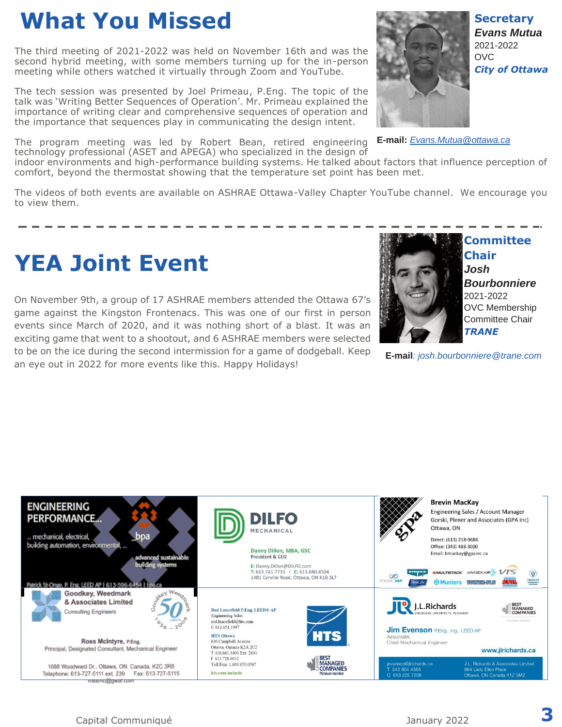# What You Missed

The third meeting of 2021-2022 was held on November 16th and was the second hybrid meeting, with some members turning up for the in-person meeting while others watched it virtually through Zoom and YouTube.

The tech session was presented by Joel Primeau, P.Eng. The topic of the talk was 'Writing Better Sequences of Operation'. Mr. Primeau explained the importance of writing clear and comprehensive sequences of operation and the importance that sequences play in communicating the design intent.

The program meeting was led by Robert Bean, retired engineering technology professional (ASET and APEGA) who specialized in the design of indoor environments and high-performance building systems. He talked about factors that influence perception of comfort, beyond the thermostat showing that the temperature set point has been met.

The videos of both events are available on ASHRAE Ottawa-Valley Chapter YouTube channel. We encourage you to view them.

**Secretary**
***Evans Mutua***
2021-2022
OVC
***City of Ottawa***

**E-mail:** *Evans.Mutua@ottawa.ca*

---

# YEA Joint Event

On November 9th, a group of 17 ASHRAE members attended the Ottawa 67's game against the Kingston Frontenacs. This was one of our first in person events since March of 2020, and it was nothing short of a blast. It was an exciting game that went to a shootout, and 6 ASHRAE members were selected to be on the ice during the second intermission for a game of dodgeball. Keep an eye out in 2022 for more events like this. Happy Holidays!

**Committee Chair**
***Josh Bourbonniere***
2021-2022
OVC Membership Committee Chair
***TRANE***

**E-mail**: *josh.bourbonniere@trane.com*

---

ENGINEERING PERFORMANCE... bpa
... mechanical, electrical, building automation, environmental, ...
advanced sustainable building systems
Patrick St-Onge, P. Eng. LEED AP | 613-596-6454 | bpa.ca

DILFO MECHANICAL
Danny Dillon, MBA, GSC
President & CEO
E: Danny.Dillon@DILFO.com
T: 613.741.7731 | C: 613.880.8504
1481 Cyrville Road, Ottawa, ON K1B 3L7

gpa
Brevin MacKay
Engineering Sales / Account Manager
Gorski, Plener and Associates (GPA inc)
Ottawa, ON
Direct: (613) 218-9686
Office: (343) 488-3000
Email: bmackay@gpainc.ca

Goodkey, Weedmark & Associates Limited
Consulting Engineers
Goodkey Weedmark 50 years 1956 – 2006
Ross McIntyre, P.Eng.
Principal, Designated Consultant, Mechanical Engineer
1688 Woodward Dr., Ottawa, ON. Canada, K2C 3R8
Telephone: 613-727-5111 ext. 239 Fax: 613-727-5115
rossmc@gwal.com

Rod Lancefield P.Eng. LEED® AP
Engineering Sales
rod.lancefield@hts.com
C 613.851.1997
HTS Ottawa
830 Campbell Avenue
Ottawa, Ontario K2A 2C2
T 416.661.3400 Ext: 2803
F 613.728.8032
Toll Free 1.800.850.0567
hts.com/ontario
HTS
Canada's Best Managed Companies Platinum member

J.L.Richards
ENGINEERS · ARCHITECTS · PLANNERS
Best Managed Companies
Jim Evenson P.Eng., ing., LEED AP
Associate,
Chief Mechanical Engineer
www.jlrichards.ca
jevenson@jlrichards.ca
T 343 804 4385
C 613 222 7209
J.L. Richards & Associates Limited
864 Lady Ellen Place
Ottawa, ON Canada K1Z 5M2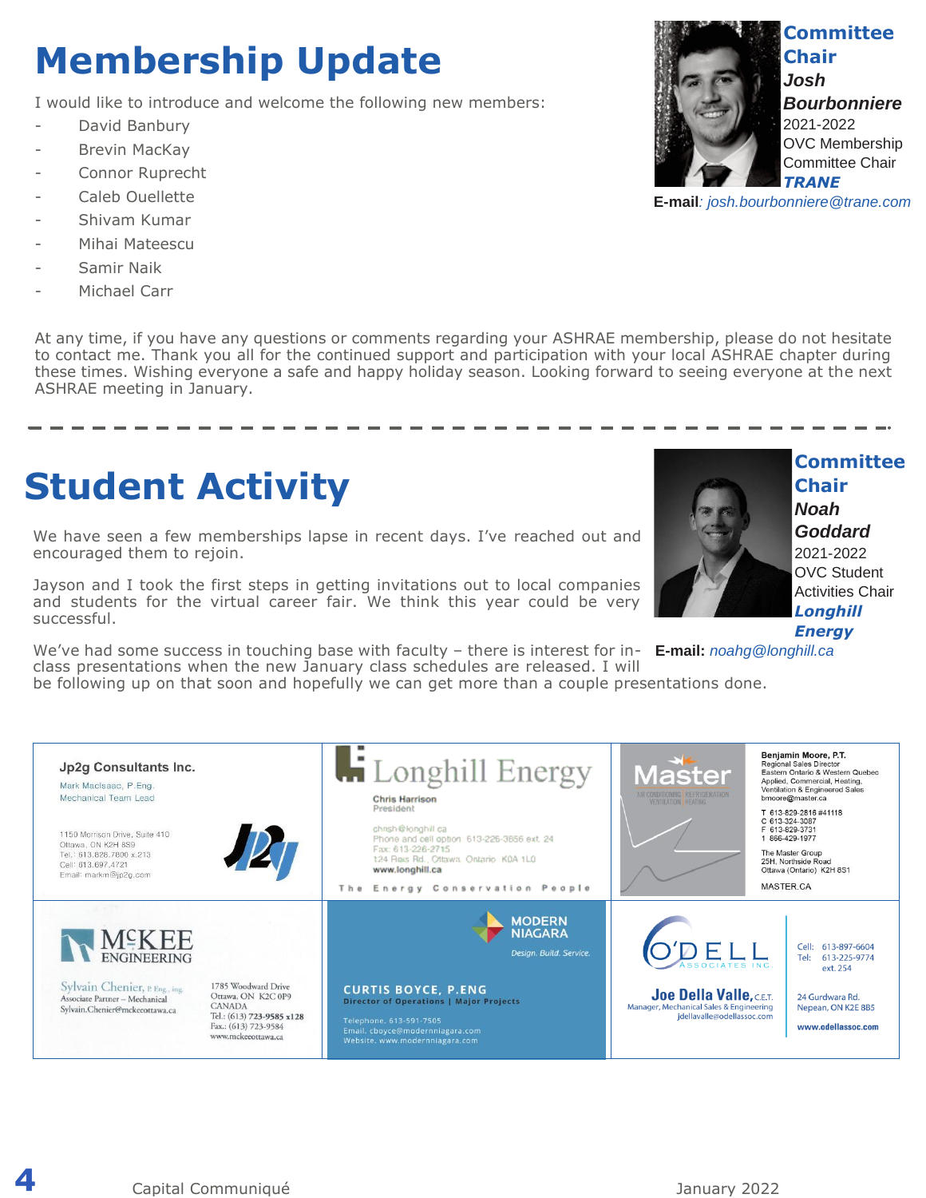# Membership Update

I would like to introduce and welcome the following new members:

- David Banbury
- Brevin MacKay
- Connor Ruprecht
- Caleb Ouellette
- Shivam Kumar
- Mihai Mateescu
- Samir Naik
- Michael Carr

**Committee Chair**
***Josh Bourbonniere***
2021-2022
OVC Membership Committee Chair
***TRANE***

**E-mail**: *josh.bourbonniere@trane.com*

At any time, if you have any questions or comments regarding your ASHRAE membership, please do not hesitate to contact me. Thank you all for the continued support and participation with your local ASHRAE chapter during these times. Wishing everyone a safe and happy holiday season. Looking forward to seeing everyone at the next ASHRAE meeting in January.

---

# Student Activity

**Committee Chair**
***Noah Goddard***
2021-2022
OVC Student Activities Chair
***Longhill Energy***

**E-mail:** *noahg@longhill.ca*

We have seen a few memberships lapse in recent days. I've reached out and encouraged them to rejoin.

Jayson and I took the first steps in getting invitations out to local companies and students for the virtual career fair. We think this year could be very successful.

We've had some success in touching base with faculty – there is interest for in-class presentations when the new January class schedules are released. I will be following up on that soon and hopefully we can get more than a couple presentations done.

---

**Jp2g Consultants Inc.**
Mark MacIsaac, P.Eng.
Mechanical Team Lead

1150 Morrison Drive, Suite 410
Ottawa, ON K2H 8S9
Tel.: 613.828.7800 x.213
Cell: 613.697.4721
Email: markm@jp2g.com

**Longhill Energy**
Chris Harrison
President

chrish@longhill.ca
Phone and cell option: 613-226-3656 ext. 24
Fax: 613-226-2715
124 Ross Rd., Ottawa, Ontario K0A 1L0
www.longhill.ca
The Energy Conservation People

**Master**
AIR CONDITIONING | REFRIGERATION | VENTILATION | HEATING
Benjamin Moore, P.T.
Regional Sales Director
Eastern Ontario & Western Quebec
Applied, Commercial, Heating, Ventilation & Engineered Sales
bmoore@master.ca
T 613-829-2816 #41118
C 613-324-3087
F 613-829-3731
1 866-429-1977
The Master Group
25H, Northside Road
Ottawa (Ontario) K2H 8S1
MASTER.CA

**McKEE ENGINEERING**
Sylvain Chenier, P.Eng., ing.
Associate Partner – Mechanical
Sylvain.Chenier@mckeeottawa.ca
1785 Woodward Drive
Ottawa, ON K2C 0P9
CANADA
Tel.: (613) 723-9585 x128
Fax.: (613) 723-9584
www.mckeeottawa.ca

**MODERN NIAGARA**
Design. Build. Service.
CURTIS BOYCE, P.ENG
Director of Operations | Major Projects
Telephone. 613-591-7505
Email. cboyce@modernniagara.com
Website. www.modernniagara.com

**O'DELL ASSOCIATES INC.**
Joe Della Valle, C.E.T.
Manager, Mechanical Sales & Engineering
jdellavalle@odellassoc.com
Cell: 613-897-6604
Tel: 613-225-9774 ext. 254
24 Gurdwara Rd.
Nepean, ON K2E 8B5
www.odellassoc.com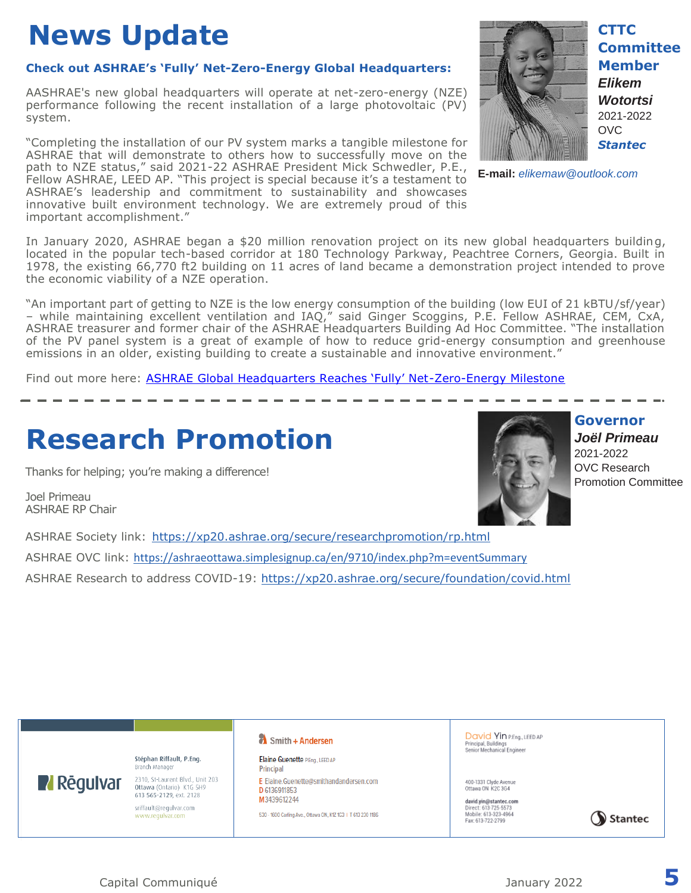# News Update

**CTTC Committee Member**
***Elikem Wotortsi***
2021-2022
OVC
***Stantec***

**E-mail:** *elikemaw@outlook.com*

### Check out ASHRAE's 'Fully' Net-Zero-Energy Global Headquarters:

AASHRAE's new global headquarters will operate at net-zero-energy (NZE) performance following the recent installation of a large photovoltaic (PV) system.

"Completing the installation of our PV system marks a tangible milestone for ASHRAE that will demonstrate to others how to successfully move on the path to NZE status," said 2021-22 ASHRAE President Mick Schwedler, P.E., Fellow ASHRAE, LEED AP. "This project is special because it's a testament to ASHRAE's leadership and commitment to sustainability and showcases innovative built environment technology. We are extremely proud of this important accomplishment."

In January 2020, ASHRAE began a $20 million renovation project on its new global headquarters building, located in the popular tech-based corridor at 180 Technology Parkway, Peachtree Corners, Georgia. Built in 1978, the existing 66,770 ft2 building on 11 acres of land became a demonstration project intended to prove the economic viability of a NZE operation.

"An important part of getting to NZE is the low energy consumption of the building (low EUI of 21 kBTU/sf/year) – while maintaining excellent ventilation and IAQ," said Ginger Scoggins, P.E. Fellow ASHRAE, CEM, CxA, ASHRAE treasurer and former chair of the ASHRAE Headquarters Building Ad Hoc Committee. "The installation of the PV panel system is a great of example of how to reduce grid-energy consumption and greenhouse emissions in an older, existing building to create a sustainable and innovative environment."

Find out more here: ASHRAE Global Headquarters Reaches 'Fully' Net-Zero-Energy Milestone

---

# Research Promotion

**Governor**
***Joël Primeau***
2021-2022
OVC Research Promotion Committee

Thanks for helping; you're making a difference!

Joel Primeau
ASHRAE RP Chair

ASHRAE Society link: https://xp20.ashrae.org/secure/researchpromotion/rp.html

ASHRAE OVC link: https://ashraeottawa.simplesignup.ca/en/9710/index.php?m=eventSummary

ASHRAE Research to address COVID-19: https://xp20.ashrae.org/secure/foundation/covid.html

---

**Rēgulvar**
Stéphan Riffault, P.Eng.
Branch Manager
2310, St-Laurent Blvd., Unit 203
Ottawa (Ontario) K1G 5H9
613 565-2129, ext. 2128
sriffault@regulvar.com
www.regulvar.com

**Smith + Andersen**
Elaine Guenette P.Eng., LEED AP
Principal
E Elaine.Guenette@smithandandersen.com
D 6136911853
M 3439612244
530 - 1600 Carling Ave., Ottawa ON, K1Z 1G3 | T 613 230 1186

**Stantec**
David Yin P.Eng., LEED AP
Principal, Buildings
Senior Mechanical Engineer
400-1331 Clyde Avenue
Ottawa ON K2C 3G4
david.yin@stantec.com
Direct: 613-725-5573
Mobile: 613-323-4964
Fax: 613-722-2799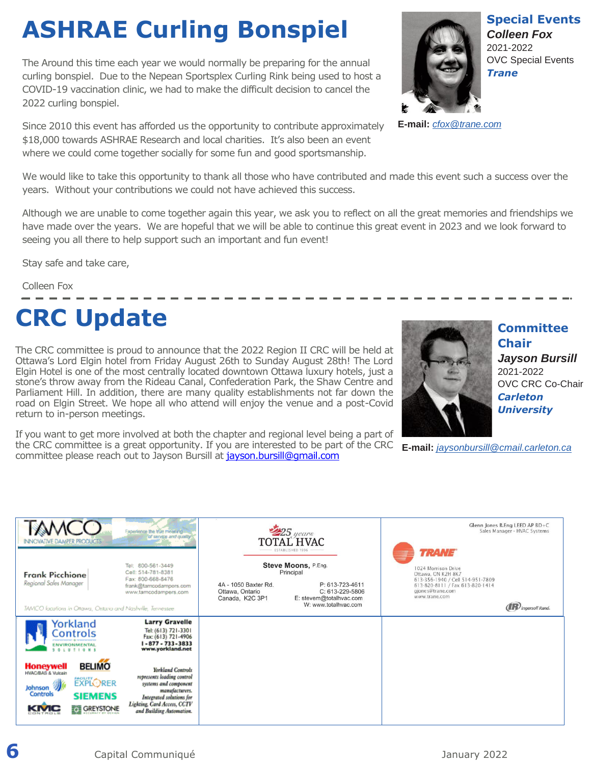# ASHRAE Curling Bonspiel

**Special Events**
***Colleen Fox***
2021-2022
OVC Special Events
***Trane***

**E-mail:** *cfox@trane.com*

The Around this time each year we would normally be preparing for the annual curling bonspiel. Due to the Nepean Sportsplex Curling Rink being used to host a COVID-19 vaccination clinic, we had to make the difficult decision to cancel the 2022 curling bonspiel.

Since 2010 this event has afforded us the opportunity to contribute approximately $18,000 towards ASHRAE Research and local charities. It's also been an event where we could come together socially for some fun and good sportsmanship.

We would like to take this opportunity to thank all those who have contributed and made this event such a success over the years. Without your contributions we could not have achieved this success.

Although we are unable to come together again this year, we ask you to reflect on all the great memories and friendships we have made over the years. We are hopeful that we will be able to continue this great event in 2023 and we look forward to seeing you all there to help support such an important and fun event!

Stay safe and take care,

Colleen Fox

---

# CRC Update

**Committee Chair**
***Jayson Bursill***
2021-2022
OVC CRC Co-Chair
***Carleton University***

**E-mail:** *jaysonbursill@cmail.carleton.ca*

The CRC committee is proud to announce that the 2022 Region II CRC will be held at Ottawa's Lord Elgin hotel from Friday August 26th to Sunday August 28th! The Lord Elgin Hotel is one of the most centrally located downtown Ottawa luxury hotels, just a stone's throw away from the Rideau Canal, Confederation Park, the Shaw Centre and Parliament Hill. In addition, there are many quality establishments not far down the road on Elgin Street. We hope all who attend will enjoy the venue and a post-Covid return to in-person meetings.

If you want to get more involved at both the chapter and regional level being a part of the CRC committee is a great opportunity. If you are interested to be part of the CRC committee please reach out to Jayson Bursill at jayson.bursill@gmail.com

---

**TAMCO** INNOVATIVE DAMPER PRODUCTS — Experience the true meaning of service and quality
Frank Picchione, Regional Sales Manager
Tel: 800-561-3449
Cell: 514-781-8381
Fax: 800-668-8476
frank@tamcodampers.com
www.tamcodampers.com
TAMCO locations in Ottawa, Ontario and Nashville, Tennessee

**25 years TOTAL HVAC** ESTABLISHED 1996
Steve Moons, P.Eng.
Principal
4A - 1050 Baxter Rd.
Ottawa, Ontario
Canada, K2C 3P1
P: 613-723-4611
C: 613-229-5806
E: stevem@totalhvac.com
W: www.totalhvac.com

**TRANE**
Glenn Jones B.Eng LEED AP BD+C
Sales Manager - HVAC Systems
1024 Morrison Drive
Ottawa, ON K2H 8K7
613-356-1940 / Cell 514-951-7809
613-820-8111 / Fax 613-820-1414
gjones@trane.com
www.trane.com
Ingersoll Rand.

**Yorkland Controls** ENVIRONMENTAL SOLUTIONS
Larry Gravelle
Tel: (613) 721-3301
Fax: (613) 721-4906
1-877-733-3833
www.yorkland.net
Honeywell HVAC/BAS & Vulcain, BELIMO, Facility Explorer, Johnson Controls, SIEMENS, KMC Controls, GREYSTONE
Yorkland Controls represents leading control systems and component manufacturers. Integrated solutions for Lighting, Card Access, CCTV and Building Automation.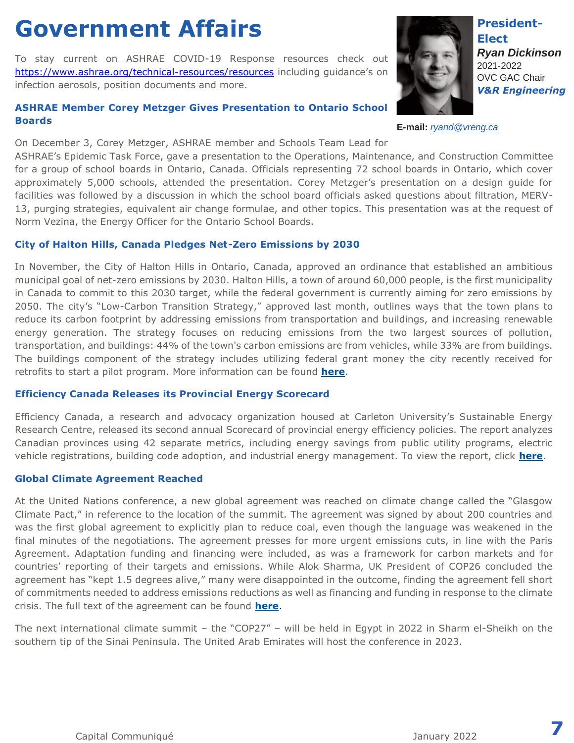# Government Affairs

**President-Elect**
***Ryan Dickinson***
2021-2022
OVC GAC Chair
***V&R Engineering***

**E-mail:** *ryand@vreng.ca*

To stay current on ASHRAE COVID-19 Response resources check out https://www.ashrae.org/technical-resources/resources including guidance's on infection aerosols, position documents and more.

### ASHRAE Member Corey Metzger Gives Presentation to Ontario School Boards

On December 3, Corey Metzger, ASHRAE member and Schools Team Lead for ASHRAE's Epidemic Task Force, gave a presentation to the Operations, Maintenance, and Construction Committee for a group of school boards in Ontario, Canada. Officials representing 72 school boards in Ontario, which cover approximately 5,000 schools, attended the presentation. Corey Metzger's presentation on a design guide for facilities was followed by a discussion in which the school board officials asked questions about filtration, MERV-13, purging strategies, equivalent air change formulae, and other topics. This presentation was at the request of Norm Vezina, the Energy Officer for the Ontario School Boards.

### City of Halton Hills, Canada Pledges Net-Zero Emissions by 2030

In November, the City of Halton Hills in Ontario, Canada, approved an ordinance that established an ambitious municipal goal of net-zero emissions by 2030. Halton Hills, a town of around 60,000 people, is the first municipality in Canada to commit to this 2030 target, while the federal government is currently aiming for zero emissions by 2050. The city's "Low-Carbon Transition Strategy," approved last month, outlines ways that the town plans to reduce its carbon footprint by addressing emissions from transportation and buildings, and increasing renewable energy generation. The strategy focuses on reducing emissions from the two largest sources of pollution, transportation, and buildings: 44% of the town's carbon emissions are from vehicles, while 33% are from buildings. The buildings component of the strategy includes utilizing federal grant money the city recently received for retrofits to start a pilot program. More information can be found **here**.

### Efficiency Canada Releases its Provincial Energy Scorecard

Efficiency Canada, a research and advocacy organization housed at Carleton University's Sustainable Energy Research Centre, released its second annual Scorecard of provincial energy efficiency policies. The report analyzes Canadian provinces using 42 separate metrics, including energy savings from public utility programs, electric vehicle registrations, building code adoption, and industrial energy management. To view the report, click **here**.

### Global Climate Agreement Reached

At the United Nations conference, a new global agreement was reached on climate change called the "Glasgow Climate Pact," in reference to the location of the summit. The agreement was signed by about 200 countries and was the first global agreement to explicitly plan to reduce coal, even though the language was weakened in the final minutes of the negotiations. The agreement presses for more urgent emissions cuts, in line with the Paris Agreement. Adaptation funding and financing were included, as was a framework for carbon markets and for countries' reporting of their targets and emissions. While Alok Sharma, UK President of COP26 concluded the agreement has "kept 1.5 degrees alive," many were disappointed in the outcome, finding the agreement fell short of commitments needed to address emissions reductions as well as financing and funding in response to the climate crisis. The full text of the agreement can be found **here**.

The next international climate summit – the "COP27" – will be held in Egypt in 2022 in Sharm el-Sheikh on the southern tip of the Sinai Peninsula. The United Arab Emirates will host the conference in 2023.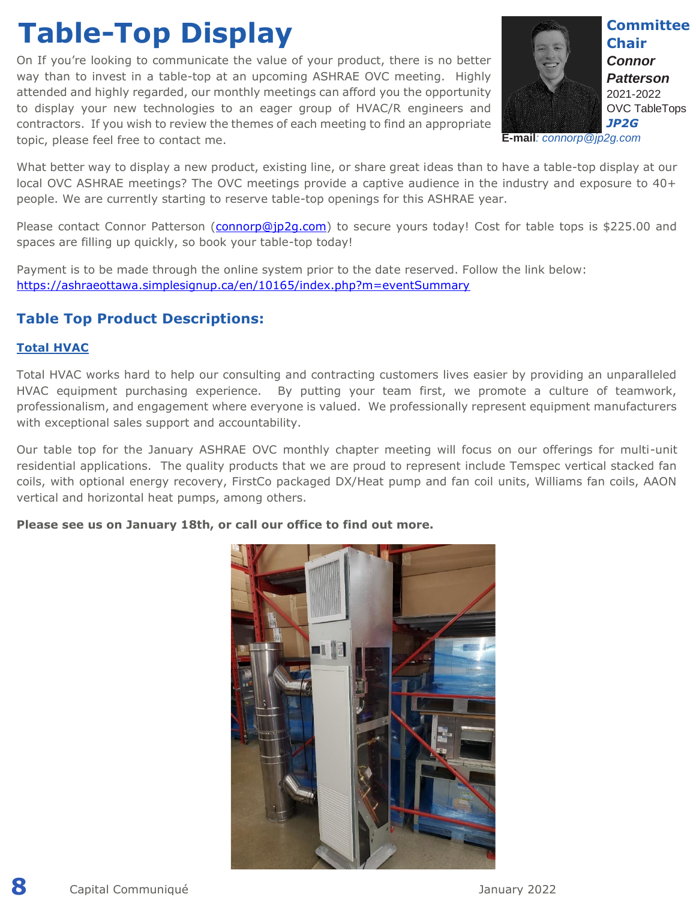# Table-Top Display

On If you're looking to communicate the value of your product, there is no better way than to invest in a table-top at an upcoming ASHRAE OVC meeting. Highly attended and highly regarded, our monthly meetings can afford you the opportunity to display your new technologies to an eager group of HVAC/R engineers and contractors. If you wish to review the themes of each meeting to find an appropriate topic, please feel free to contact me.

**Committee Chair**
***Connor Patterson***
2021-2022
OVC TableTops
***JP2G***
**E-mail***: connorp@jp2g.com*

What better way to display a new product, existing line, or share great ideas than to have a table-top display at our local OVC ASHRAE meetings? The OVC meetings provide a captive audience in the industry and exposure to 40+ people. We are currently starting to reserve table-top openings for this ASHRAE year.

Please contact Connor Patterson (connorp@jp2g.com) to secure yours today! Cost for table tops is $225.00 and spaces are filling up quickly, so book your table-top today!

Payment is to be made through the online system prior to the date reserved. Follow the link below:
https://ashraeottawa.simplesignup.ca/en/10165/index.php?m=eventSummary

## Table Top Product Descriptions:

### Total HVAC

Total HVAC works hard to help our consulting and contracting customers lives easier by providing an unparalleled HVAC equipment purchasing experience. By putting your team first, we promote a culture of teamwork, professionalism, and engagement where everyone is valued. We professionally represent equipment manufacturers with exceptional sales support and accountability.

Our table top for the January ASHRAE OVC monthly chapter meeting will focus on our offerings for multi-unit residential applications. The quality products that we are proud to represent include Temspec vertical stacked fan coils, with optional energy recovery, FirstCo packaged DX/Heat pump and fan coil units, Williams fan coils, AAON vertical and horizontal heat pumps, among others.

**Please see us on January 18th, or call our office to find out more.**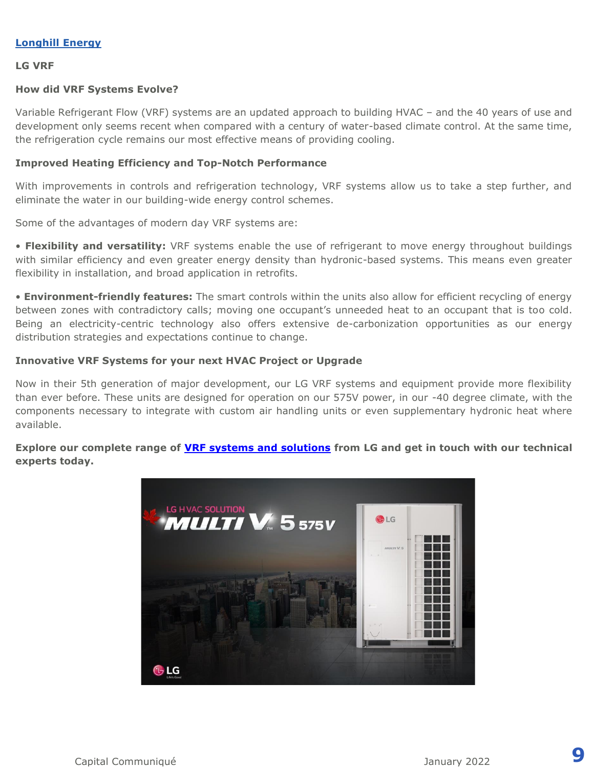[Longhill Energy]

**LG VRF**

**How did VRF Systems Evolve?**

Variable Refrigerant Flow (VRF) systems are an updated approach to building HVAC – and the 40 years of use and development only seems recent when compared with a century of water-based climate control. At the same time, the refrigeration cycle remains our most effective means of providing cooling.

**Improved Heating Efficiency and Top-Notch Performance**

With improvements in controls and refrigeration technology, VRF systems allow us to take a step further, and eliminate the water in our building-wide energy control schemes.

Some of the advantages of modern day VRF systems are:

- **Flexibility and versatility:** VRF systems enable the use of refrigerant to move energy throughout buildings with similar efficiency and even greater energy density than hydronic-based systems. This means even greater flexibility in installation, and broad application in retrofits.

- **Environment-friendly features:** The smart controls within the units also allow for efficient recycling of energy between zones with contradictory calls; moving one occupant's unneeded heat to an occupant that is too cold. Being an electricity-centric technology also offers extensive de-carbonization opportunities as our energy distribution strategies and expectations continue to change.

**Innovative VRF Systems for your next HVAC Project or Upgrade**

Now in their 5th generation of major development, our LG VRF systems and equipment provide more flexibility than ever before. These units are designed for operation on our 575V power, in our -40 degree climate, with the components necessary to integrate with custom air handling units or even supplementary hydronic heat where available.

**Explore our complete range of [VRF systems and solutions] from LG and get in touch with our technical experts today.**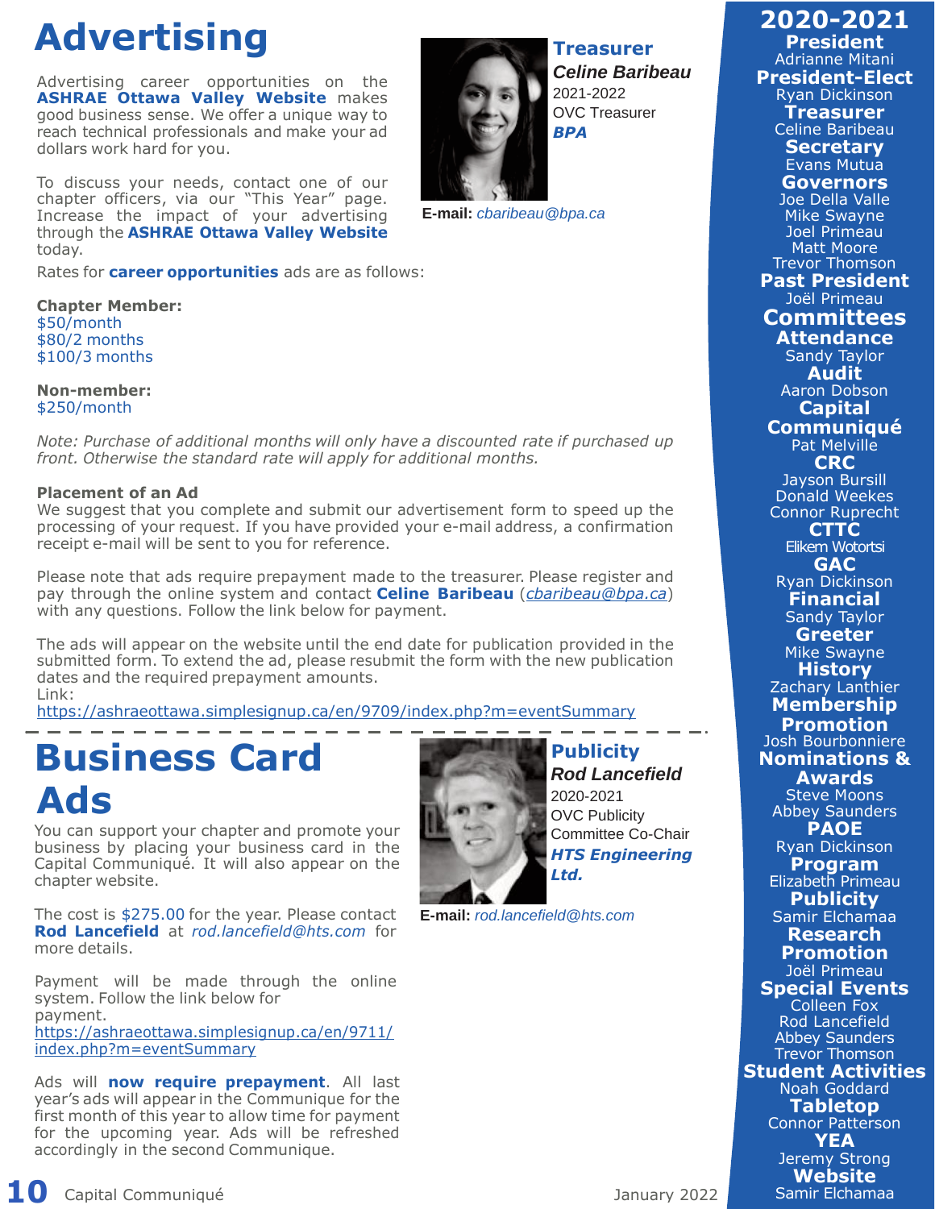# Advertising

Advertising career opportunities on the **ASHRAE Ottawa Valley Website** makes good business sense. We offer a unique way to reach technical professionals and make your ad dollars work hard for you.

To discuss your needs, contact one of our chapter officers, via our "This Year" page. Increase the impact of your advertising through the **ASHRAE Ottawa Valley Website** today.

Rates for **career opportunities** ads are as follows:

**Chapter Member:**
$50/month
$80/2 months
$100/3 months

**Non-member:**
$250/month

*Note: Purchase of additional months will only have a discounted rate if purchased up front. Otherwise the standard rate will apply for additional months.*

**Placement of an Ad**
We suggest that you complete and submit our advertisement form to speed up the processing of your request. If you have provided your e-mail address, a confirmation receipt e-mail will be sent to you for reference.

Please note that ads require prepayment made to the treasurer. Please register and pay through the online system and contact **Celine Baribeau** (*cbaribeau@bpa.ca*) with any questions. Follow the link below for payment.

The ads will appear on the website until the end date for publication provided in the submitted form. To extend the ad, please resubmit the form with the new publication dates and the required prepayment amounts.
Link:
https://ashraeottawa.simplesignup.ca/en/9709/index.php?m=eventSummary

**Treasurer**
***Celine Baribeau***
2021-2022
OVC Treasurer
***BPA***

**E-mail:** *cbaribeau@bpa.ca*

# Business Card Ads

You can support your chapter and promote your business by placing your business card in the Capital Communiqué. It will also appear on the chapter website.

The cost is $275.00 for the year. Please contact **Rod Lancefield** at *rod.lancefield@hts.com* for more details.

Payment will be made through the online system. Follow the link below for payment.
https://ashraeottawa.simplesignup.ca/en/9711/index.php?m=eventSummary

Ads will **now require prepayment**. All last year's ads will appear in the Communique for the first month of this year to allow time for payment for the upcoming year. Ads will be refreshed accordingly in the second Communique.

**Publicity**
***Rod Lancefield***
2020-2021
OVC Publicity
Committee Co-Chair
***HTS Engineering Ltd.***

**E-mail:** *rod.lancefield@hts.com*

## 2020-2021

**President**
Adrianne Mitani
**President-Elect**
Ryan Dickinson
**Treasurer**
Celine Baribeau
**Secretary**
Evans Mutua
**Governors**
Joe Della Valle
Mike Swayne
Joel Primeau
Matt Moore
Trevor Thomson
**Past President**
Joël Primeau

**Committees**
**Attendance**
Sandy Taylor
**Audit**
Aaron Dobson
**Capital Communiqué**
Pat Melville
**CRC**
Jayson Bursill
Donald Weekes
Connor Ruprecht
**CTTC**
Elikem Wotortsi
**GAC**
Ryan Dickinson
**Financial**
Sandy Taylor
**Greeter**
Mike Swayne
**History**
Zachary Lanthier
**Membership Promotion**
Josh Bourbonniere
**Nominations & Awards**
Steve Moons
Abbey Saunders
**PAOE**
Ryan Dickinson
**Program**
Elizabeth Primeau
**Publicity**
Samir Elchamaa
**Research Promotion**
Joël Primeau
**Special Events**
Colleen Fox
Rod Lancefield
Abbey Saunders
Trevor Thomson
**Student Activities**
Noah Goddard
**Tabletop**
Connor Patterson
**YEA**
Jeremy Strong
**Website**
Samir Elchamaa